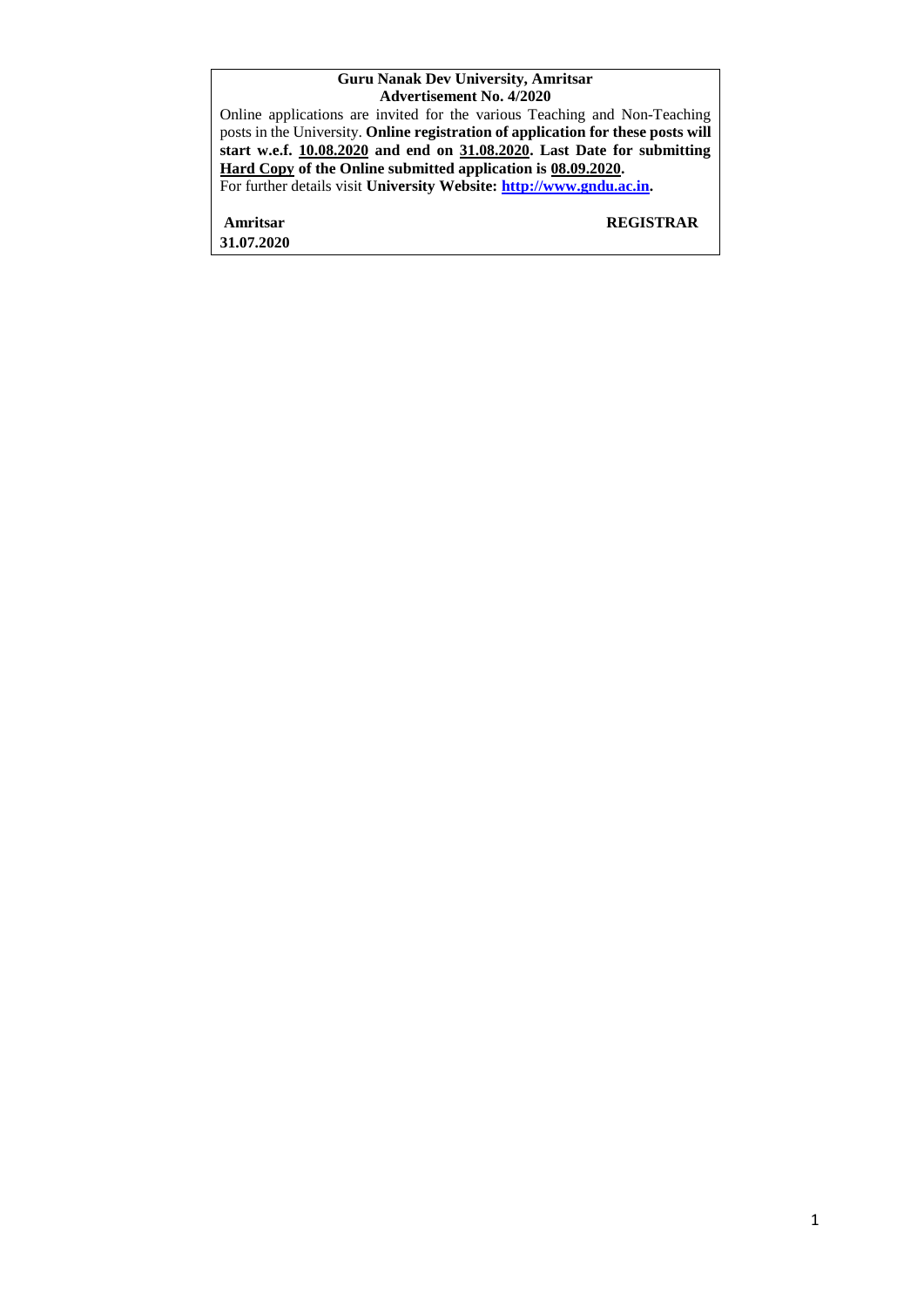**Guru Nanak Dev University, Amritsar**
**Advertisement No. 4/2020**

Online applications are invited for the various Teaching and Non-Teaching posts in the University. **Online registration of application for these posts will start w.e.f. 10.08.2020 and end on 31.08.2020. Last Date for submitting Hard Copy of the Online submitted application is 08.09.2020.**
For further details visit **University Website: [http://www.gndu.ac.in](http://www.gndu.ac.in).**

**Amritsar** **REGISTRAR**
**31.07.2020**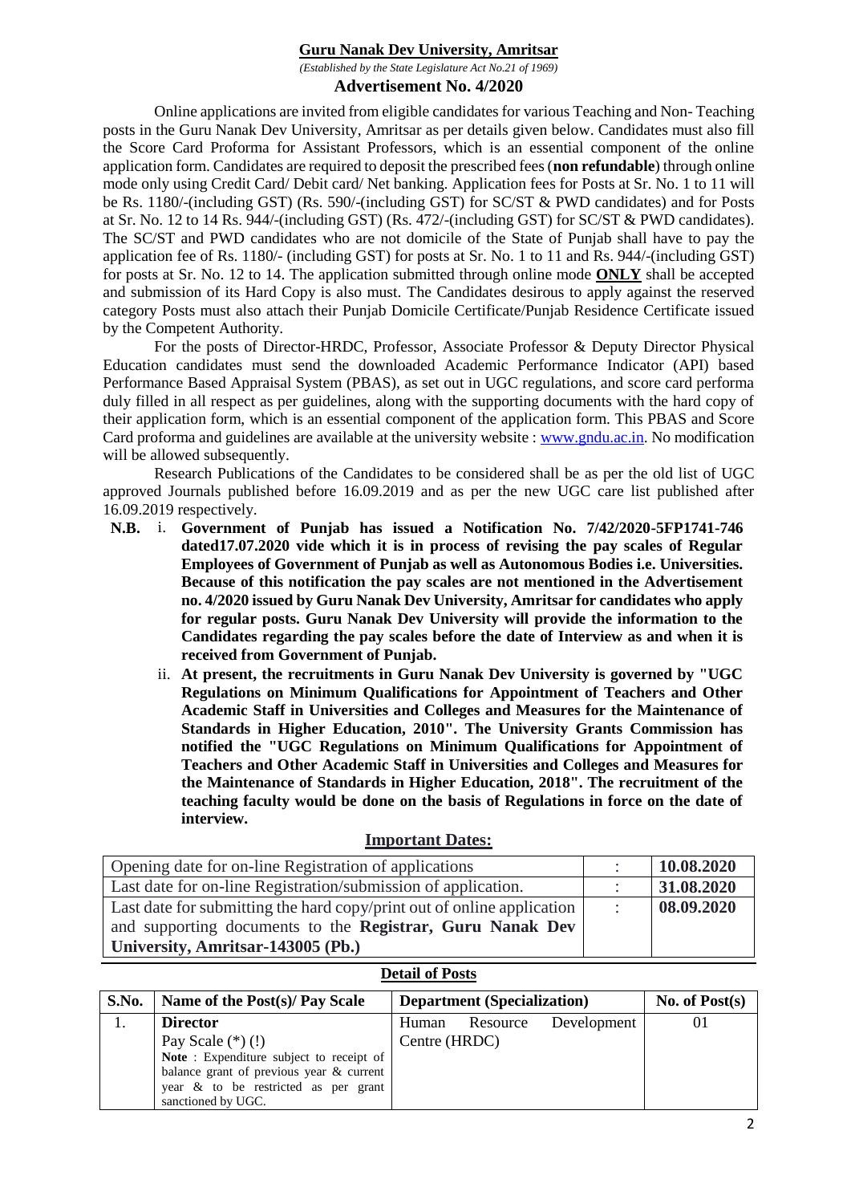# Guru Nanak Dev University, Amritsar

*(Established by the State Legislature Act No.21 of 1969)*

## Advertisement No. 4/2020

Online applications are invited from eligible candidates for various Teaching and Non- Teaching posts in the Guru Nanak Dev University, Amritsar as per details given below. Candidates must also fill the Score Card Proforma for Assistant Professors, which is an essential component of the online application form. Candidates are required to deposit the prescribed fees (**non refundable**) through online mode only using Credit Card/ Debit card/ Net banking. Application fees for Posts at Sr. No. 1 to 11 will be Rs. 1180/-(including GST) (Rs. 590/-(including GST) for SC/ST & PWD candidates) and for Posts at Sr. No. 12 to 14 Rs. 944/-(including GST) (Rs. 472/-(including GST) for SC/ST & PWD candidates). The SC/ST and PWD candidates who are not domicile of the State of Punjab shall have to pay the application fee of Rs. 1180/- (including GST) for posts at Sr. No. 1 to 11 and Rs. 944/-(including GST) for posts at Sr. No. 12 to 14. The application submitted through online mode **ONLY** shall be accepted and submission of its Hard Copy is also must. The Candidates desirous to apply against the reserved category Posts must also attach their Punjab Domicile Certificate/Punjab Residence Certificate issued by the Competent Authority.

For the posts of Director-HRDC, Professor, Associate Professor & Deputy Director Physical Education candidates must send the downloaded Academic Performance Indicator (API) based Performance Based Appraisal System (PBAS), as set out in UGC regulations, and score card performa duly filled in all respect as per guidelines, along with the supporting documents with the hard copy of their application form, which is an essential component of the application form. This PBAS and Score Card proforma and guidelines are available at the university website : www.gndu.ac.in. No modification will be allowed subsequently.

Research Publications of the Candidates to be considered shall be as per the old list of UGC approved Journals published before 16.09.2019 and as per the new UGC care list published after 16.09.2019 respectively.

**N.B.**

i. **Government of Punjab has issued a Notification No. 7/42/2020-5FP1741-746 dated17.07.2020 vide which it is in process of revising the pay scales of Regular Employees of Government of Punjab as well as Autonomous Bodies i.e. Universities. Because of this notification the pay scales are not mentioned in the Advertisement no. 4/2020 issued by Guru Nanak Dev University, Amritsar for candidates who apply for regular posts. Guru Nanak Dev University will provide the information to the Candidates regarding the pay scales before the date of Interview as and when it is received from Government of Punjab.**

ii. **At present, the recruitments in Guru Nanak Dev University is governed by "UGC Regulations on Minimum Qualifications for Appointment of Teachers and Other Academic Staff in Universities and Colleges and Measures for the Maintenance of Standards in Higher Education, 2010". The University Grants Commission has notified the "UGC Regulations on Minimum Qualifications for Appointment of Teachers and Other Academic Staff in Universities and Colleges and Measures for the Maintenance of Standards in Higher Education, 2018". The recruitment of the teaching faculty would be done on the basis of Regulations in force on the date of interview.**

### Important Dates:

| | | |
|---|---|---|
| Opening date for on-line Registration of applications | : | **10.08.2020** |
| Last date for on-line Registration/submission of application. | : | **31.08.2020** |
| Last date for submitting the hard copy/print out of online application and supporting documents to the **Registrar, Guru Nanak Dev University, Amritsar-143005 (Pb.)** | : | **08.09.2020** |

### Detail of Posts

| S.No. | Name of the Post(s)/ Pay Scale | Department (Specialization) | No. of Post(s) |
|---|---|---|---|
| 1. | **Director**<br>Pay Scale (*) (!)<br>**Note** : Expenditure subject to receipt of balance grant of previous year & current year & to be restricted as per grant sanctioned by UGC. | Human Resource Development Centre (HRDC) | 01 |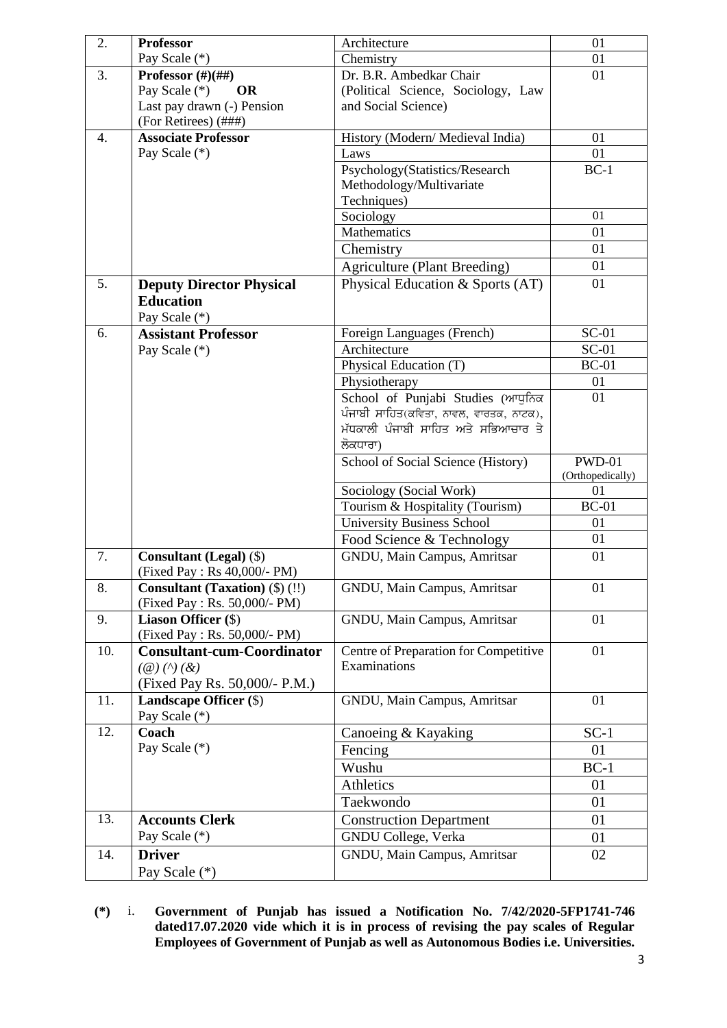| | | | |
|---|---|---|---|
| 2. | **Professor**<br>Pay Scale (*) | Architecture | 01 |
| | | Chemistry | 01 |
| 3. | **Professor (#)(##)**<br>Pay Scale (*) **OR**<br>Last pay drawn (-) Pension (For Retirees) (###) | Dr. B.R. Ambedkar Chair (Political Science, Sociology, Law and Social Science) | 01 |
| 4. | **Associate Professor**<br>Pay Scale (*) | History (Modern/ Medieval India) | 01 |
| | | Laws | 01 |
| | | Psychology(Statistics/Research Methodology/Multivariate Techniques) | BC-1 |
| | | Sociology | 01 |
| | | Mathematics | 01 |
| | | Chemistry | 01 |
| | | Agriculture (Plant Breeding) | 01 |
| 5. | **Deputy Director Physical Education**<br>Pay Scale (*) | Physical Education & Sports (AT) | 01 |
| 6. | **Assistant Professor**<br>Pay Scale (*) | Foreign Languages (French) | SC-01 |
| | | Architecture | SC-01 |
| | | Physical Education (T) | BC-01 |
| | | Physiotherapy | 01 |
| | | School of Punjabi Studies (ਆਧੁਨਿਕ ਪੰਜਾਬੀ ਸਾਹਿਤ(ਕਵਿਤਾ, ਨਾਵਲ, ਵਾਰਤਕ, ਨਾਟਕ), ਮੱਧਕਾਲੀ ਪੰਜਾਬੀ ਸਾਹਿਤ ਅਤੇ ਸਭਿਆਚਾਰ ਤੇ ਲੋਕਧਾਰਾ) | 01 |
| | | School of Social Science (History) | PWD-01 (Orthopedically) |
| | | Sociology (Social Work) | 01 |
| | | Tourism & Hospitality (Tourism) | BC-01 |
| | | University Business School | 01 |
| | | Food Science & Technology | 01 |
| 7. | **Consultant (Legal)** ($)<br>(Fixed Pay : Rs 40,000/- PM) | GNDU, Main Campus, Amritsar | 01 |
| 8. | **Consultant (Taxation)** ($) (!!)<br>(Fixed Pay : Rs. 50,000/- PM) | GNDU, Main Campus, Amritsar | 01 |
| 9. | **Liason Officer** ($)<br>(Fixed Pay : Rs. 50,000/- PM) | GNDU, Main Campus, Amritsar | 01 |
| 10. | **Consultant-cum-Coordinator** *(@) (^) (&)*<br>(Fixed Pay Rs. 50,000/- P.M.) | Centre of Preparation for Competitive Examinations | 01 |
| 11. | **Landscape Officer** ($)<br>Pay Scale (*) | GNDU, Main Campus, Amritsar | 01 |
| 12. | **Coach**<br>Pay Scale (*) | Canoeing & Kayaking | SC-1 |
| | | Fencing | 01 |
| | | Wushu | BC-1 |
| | | Athletics | 01 |
| | | Taekwondo | 01 |
| 13. | **Accounts Clerk**<br>Pay Scale (*) | Construction Department | 01 |
| | | GNDU College, Verka | 01 |
| 14. | **Driver**<br>Pay Scale (*) | GNDU, Main Campus, Amritsar | 02 |

**(*)** i. **Government of Punjab has issued a Notification No. 7/42/2020-5FP1741-746 dated17.07.2020 vide which it is in process of revising the pay scales of Regular Employees of Government of Punjab as well as Autonomous Bodies i.e. Universities.**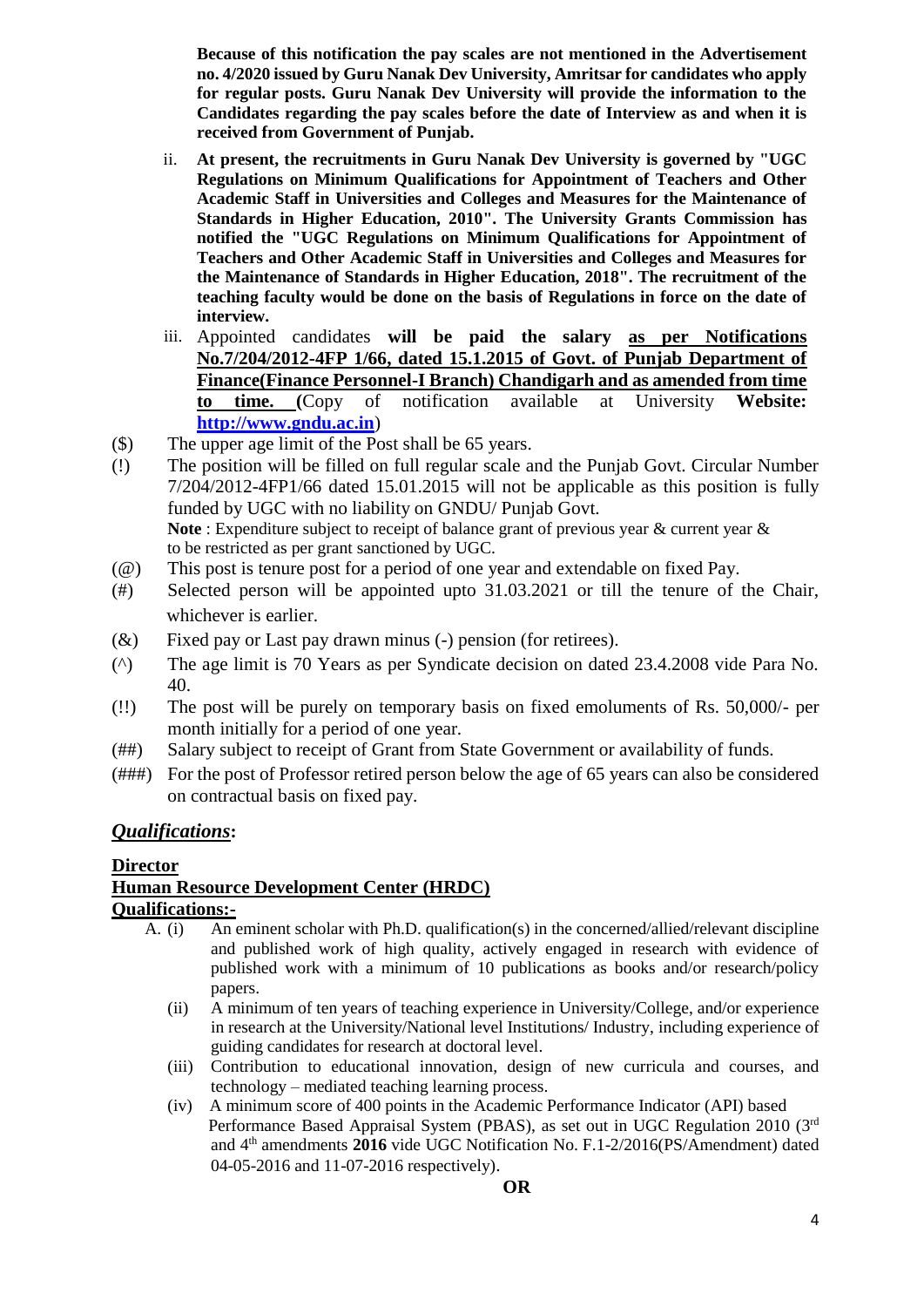**Because of this notification the pay scales are not mentioned in the Advertisement no. 4/2020 issued by Guru Nanak Dev University, Amritsar for candidates who apply for regular posts. Guru Nanak Dev University will provide the information to the Candidates regarding the pay scales before the date of Interview as and when it is received from Government of Punjab.**

ii. **At present, the recruitments in Guru Nanak Dev University is governed by "UGC Regulations on Minimum Qualifications for Appointment of Teachers and Other Academic Staff in Universities and Colleges and Measures for the Maintenance of Standards in Higher Education, 2010". The University Grants Commission has notified the "UGC Regulations on Minimum Qualifications for Appointment of Teachers and Other Academic Staff in Universities and Colleges and Measures for the Maintenance of Standards in Higher Education, 2018". The recruitment of the teaching faculty would be done on the basis of Regulations in force on the date of interview.**

iii. Appointed candidates **will be paid the salary as per Notifications No.7/204/2012-4FP 1/66, dated 15.1.2015 of Govt. of Punjab Department of Finance(Finance Personnel-I Branch) Chandigarh and as amended from time to time. (**Copy of notification available at University **Website: http://www.gndu.ac.in**)

($) The upper age limit of the Post shall be 65 years.

(!) The position will be filled on full regular scale and the Punjab Govt. Circular Number 7/204/2012-4FP1/66 dated 15.01.2015 will not be applicable as this position is fully funded by UGC with no liability on GNDU/ Punjab Govt.
**Note** : Expenditure subject to receipt of balance grant of previous year & current year & to be restricted as per grant sanctioned by UGC.

(@) This post is tenure post for a period of one year and extendable on fixed Pay.

(#) Selected person will be appointed upto 31.03.2021 or till the tenure of the Chair, whichever is earlier.

(&) Fixed pay or Last pay drawn minus (-) pension (for retirees).

(^) The age limit is 70 Years as per Syndicate decision on dated 23.4.2008 vide Para No. 40.

(!!) The post will be purely on temporary basis on fixed emoluments of Rs. 50,000/- per month initially for a period of one year.

(##) Salary subject to receipt of Grant from State Government or availability of funds.

(###) For the post of Professor retired person below the age of 65 years can also be considered on contractual basis on fixed pay.

## ***Qualifications*:**

**Director**
**Human Resource Development Center (HRDC)**
**Qualifications:-**

A. (i) An eminent scholar with Ph.D. qualification(s) in the concerned/allied/relevant discipline and published work of high quality, actively engaged in research with evidence of published work with a minimum of 10 publications as books and/or research/policy papers.

(ii) A minimum of ten years of teaching experience in University/College, and/or experience in research at the University/National level Institutions/ Industry, including experience of guiding candidates for research at doctoral level.

(iii) Contribution to educational innovation, design of new curricula and courses, and technology – mediated teaching learning process.

(iv) A minimum score of 400 points in the Academic Performance Indicator (API) based Performance Based Appraisal System (PBAS), as set out in UGC Regulation 2010 (3rd and 4th amendments **2016** vide UGC Notification No. F.1-2/2016(PS/Amendment) dated 04-05-2016 and 11-07-2016 respectively).

**OR**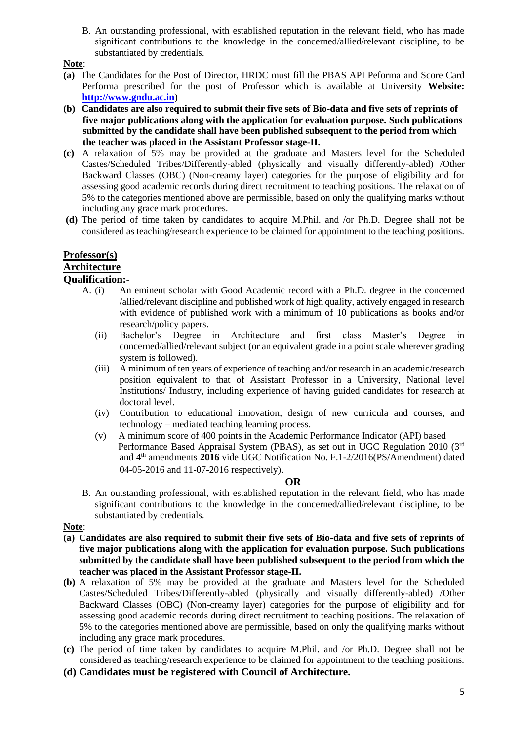B. An outstanding professional, with established reputation in the relevant field, who has made significant contributions to the knowledge in the concerned/allied/relevant discipline, to be substantiated by credentials.

**Note**:

**(a)** The Candidates for the Post of Director, HRDC must fill the PBAS API Peforma and Score Card Performa prescribed for the post of Professor which is available at University **Website: http://www.gndu.ac.in**)

**(b) Candidates are also required to submit their five sets of Bio-data and five sets of reprints of five major publications along with the application for evaluation purpose. Such publications submitted by the candidate shall have been published subsequent to the period from which the teacher was placed in the Assistant Professor stage-II.**

**(c)** A relaxation of 5% may be provided at the graduate and Masters level for the Scheduled Castes/Scheduled Tribes/Differently-abled (physically and visually differently-abled) /Other Backward Classes (OBC) (Non-creamy layer) categories for the purpose of eligibility and for assessing good academic records during direct recruitment to teaching positions. The relaxation of 5% to the categories mentioned above are permissible, based on only the qualifying marks without including any grace mark procedures.

**(d)** The period of time taken by candidates to acquire M.Phil. and /or Ph.D. Degree shall not be considered as teaching/research experience to be claimed for appointment to the teaching positions.

## Professor(s)

## Architecture

**Qualification:-**

A. (i) An eminent scholar with Good Academic record with a Ph.D. degree in the concerned /allied/relevant discipline and published work of high quality, actively engaged in research with evidence of published work with a minimum of 10 publications as books and/or research/policy papers.

(ii) Bachelor's Degree in Architecture and first class Master's Degree in concerned/allied/relevant subject (or an equivalent grade in a point scale wherever grading system is followed).

(iii) A minimum of ten years of experience of teaching and/or research in an academic/research position equivalent to that of Assistant Professor in a University, National level Institutions/ Industry, including experience of having guided candidates for research at doctoral level.

(iv) Contribution to educational innovation, design of new curricula and courses, and technology – mediated teaching learning process.

(v) A minimum score of 400 points in the Academic Performance Indicator (API) based Performance Based Appraisal System (PBAS), as set out in UGC Regulation 2010 (3rd and 4th amendments **2016** vide UGC Notification No. F.1-2/2016(PS/Amendment) dated 04-05-2016 and 11-07-2016 respectively).

**OR**

B. An outstanding professional, with established reputation in the relevant field, who has made significant contributions to the knowledge in the concerned/allied/relevant discipline, to be substantiated by credentials.

**Note**:

**(a) Candidates are also required to submit their five sets of Bio-data and five sets of reprints of five major publications along with the application for evaluation purpose. Such publications submitted by the candidate shall have been published subsequent to the period from which the teacher was placed in the Assistant Professor stage-II.**

**(b)** A relaxation of 5% may be provided at the graduate and Masters level for the Scheduled Castes/Scheduled Tribes/Differently-abled (physically and visually differently-abled) /Other Backward Classes (OBC) (Non-creamy layer) categories for the purpose of eligibility and for assessing good academic records during direct recruitment to teaching positions. The relaxation of 5% to the categories mentioned above are permissible, based on only the qualifying marks without including any grace mark procedures.

**(c)** The period of time taken by candidates to acquire M.Phil. and /or Ph.D. Degree shall not be considered as teaching/research experience to be claimed for appointment to the teaching positions.

**(d) Candidates must be registered with Council of Architecture.**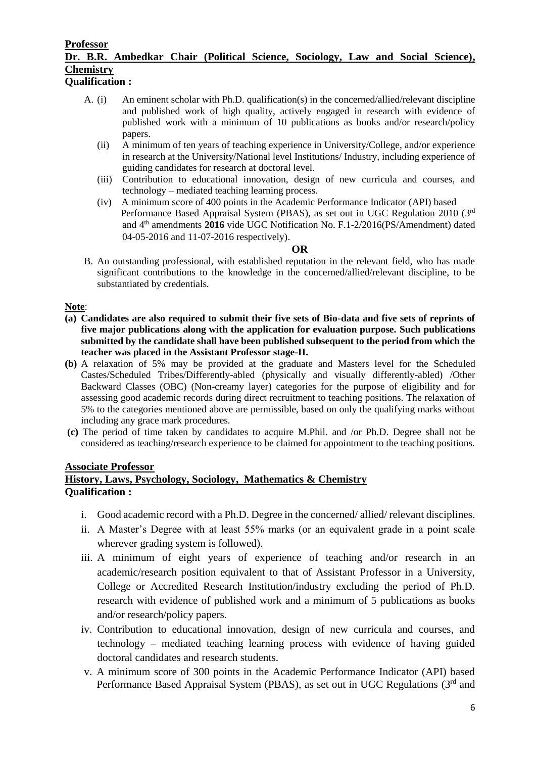**Professor**

**Dr. B.R. Ambedkar Chair (Political Science, Sociology, Law and Social Science), Chemistry**

**Qualification :**

A. (i) An eminent scholar with Ph.D. qualification(s) in the concerned/allied/relevant discipline and published work of high quality, actively engaged in research with evidence of published work with a minimum of 10 publications as books and/or research/policy papers.

(ii) A minimum of ten years of teaching experience in University/College, and/or experience in research at the University/National level Institutions/ Industry, including experience of guiding candidates for research at doctoral level.

(iii) Contribution to educational innovation, design of new curricula and courses, and technology – mediated teaching learning process.

(iv) A minimum score of 400 points in the Academic Performance Indicator (API) based Performance Based Appraisal System (PBAS), as set out in UGC Regulation 2010 (3rd and 4th amendments **2016** vide UGC Notification No. F.1-2/2016(PS/Amendment) dated 04-05-2016 and 11-07-2016 respectively).

**OR**

B. An outstanding professional, with established reputation in the relevant field, who has made significant contributions to the knowledge in the concerned/allied/relevant discipline, to be substantiated by credentials.

**Note**:

**(a) Candidates are also required to submit their five sets of Bio-data and five sets of reprints of five major publications along with the application for evaluation purpose. Such publications submitted by the candidate shall have been published subsequent to the period from which the teacher was placed in the Assistant Professor stage-II.**

**(b)** A relaxation of 5% may be provided at the graduate and Masters level for the Scheduled Castes/Scheduled Tribes/Differently-abled (physically and visually differently-abled) /Other Backward Classes (OBC) (Non-creamy layer) categories for the purpose of eligibility and for assessing good academic records during direct recruitment to teaching positions. The relaxation of 5% to the categories mentioned above are permissible, based on only the qualifying marks without including any grace mark procedures.

**(c)** The period of time taken by candidates to acquire M.Phil. and /or Ph.D. Degree shall not be considered as teaching/research experience to be claimed for appointment to the teaching positions.

**Associate Professor**

**History, Laws, Psychology, Sociology, Mathematics & Chemistry**

**Qualification :**

i. Good academic record with a Ph.D. Degree in the concerned/ allied/ relevant disciplines.

ii. A Master's Degree with at least 55% marks (or an equivalent grade in a point scale wherever grading system is followed).

iii. A minimum of eight years of experience of teaching and/or research in an academic/research position equivalent to that of Assistant Professor in a University, College or Accredited Research Institution/industry excluding the period of Ph.D. research with evidence of published work and a minimum of 5 publications as books and/or research/policy papers.

iv. Contribution to educational innovation, design of new curricula and courses, and technology – mediated teaching learning process with evidence of having guided doctoral candidates and research students.

v. A minimum score of 300 points in the Academic Performance Indicator (API) based Performance Based Appraisal System (PBAS), as set out in UGC Regulations (3rd and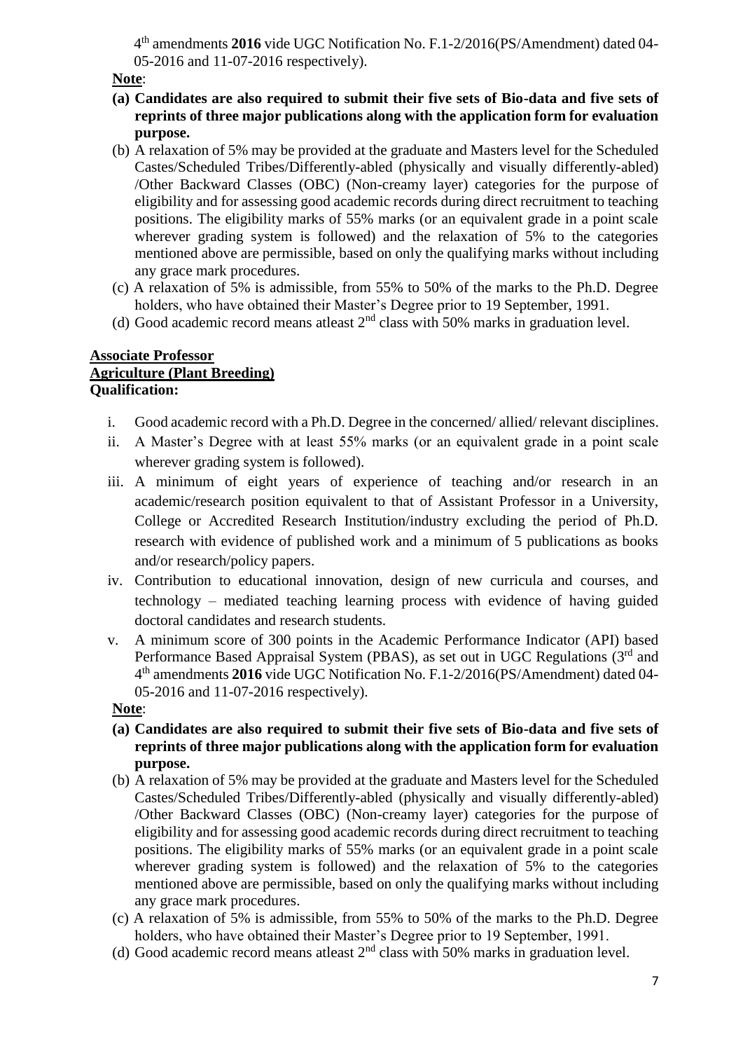4[th] amendments **2016** vide UGC Notification No. F.1-2/2016(PS/Amendment) dated 04-05-2016 and 11-07-2016 respectively).

**Note**:

**(a) Candidates are also required to submit their five sets of Bio-data and five sets of reprints of three major publications along with the application form for evaluation purpose.**

(b) A relaxation of 5% may be provided at the graduate and Masters level for the Scheduled Castes/Scheduled Tribes/Differently-abled (physically and visually differently-abled) /Other Backward Classes (OBC) (Non-creamy layer) categories for the purpose of eligibility and for assessing good academic records during direct recruitment to teaching positions. The eligibility marks of 55% marks (or an equivalent grade in a point scale wherever grading system is followed) and the relaxation of 5% to the categories mentioned above are permissible, based on only the qualifying marks without including any grace mark procedures.

(c) A relaxation of 5% is admissible, from 55% to 50% of the marks to the Ph.D. Degree holders, who have obtained their Master's Degree prior to 19 September, 1991.

(d) Good academic record means atleast 2[nd] class with 50% marks in graduation level.

**Associate Professor**
**Agriculture (Plant Breeding)**
**Qualification:**

i. Good academic record with a Ph.D. Degree in the concerned/ allied/ relevant disciplines.
ii. A Master's Degree with at least 55% marks (or an equivalent grade in a point scale wherever grading system is followed).
iii. A minimum of eight years of experience of teaching and/or research in an academic/research position equivalent to that of Assistant Professor in a University, College or Accredited Research Institution/industry excluding the period of Ph.D. research with evidence of published work and a minimum of 5 publications as books and/or research/policy papers.
iv. Contribution to educational innovation, design of new curricula and courses, and technology – mediated teaching learning process with evidence of having guided doctoral candidates and research students.
v. A minimum score of 300 points in the Academic Performance Indicator (API) based Performance Based Appraisal System (PBAS), as set out in UGC Regulations (3[rd] and 4[th] amendments **2016** vide UGC Notification No. F.1-2/2016(PS/Amendment) dated 04-05-2016 and 11-07-2016 respectively).

**Note**:

**(a) Candidates are also required to submit their five sets of Bio-data and five sets of reprints of three major publications along with the application form for evaluation purpose.**

(b) A relaxation of 5% may be provided at the graduate and Masters level for the Scheduled Castes/Scheduled Tribes/Differently-abled (physically and visually differently-abled) /Other Backward Classes (OBC) (Non-creamy layer) categories for the purpose of eligibility and for assessing good academic records during direct recruitment to teaching positions. The eligibility marks of 55% marks (or an equivalent grade in a point scale wherever grading system is followed) and the relaxation of 5% to the categories mentioned above are permissible, based on only the qualifying marks without including any grace mark procedures.

(c) A relaxation of 5% is admissible, from 55% to 50% of the marks to the Ph.D. Degree holders, who have obtained their Master's Degree prior to 19 September, 1991.

(d) Good academic record means atleast 2[nd] class with 50% marks in graduation level.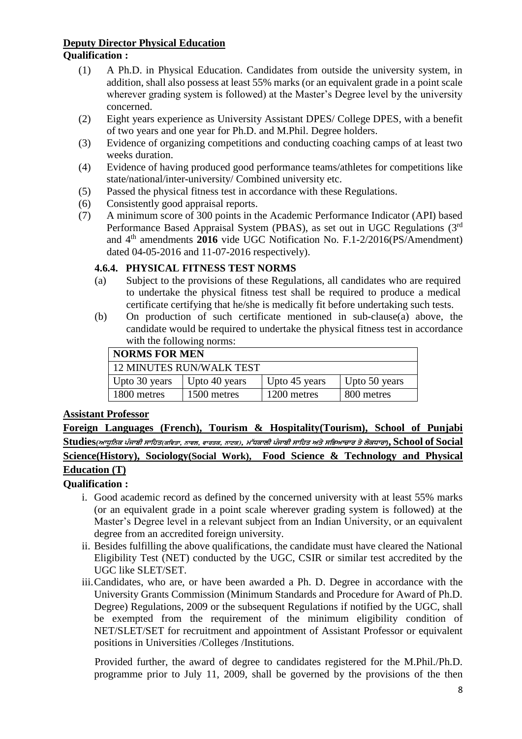**Deputy Director Physical Education**

**Qualification :**

(1) A Ph.D. in Physical Education. Candidates from outside the university system, in addition, shall also possess at least 55% marks (or an equivalent grade in a point scale wherever grading system is followed) at the Master's Degree level by the university concerned.

(2) Eight years experience as University Assistant DPES/ College DPES, with a benefit of two years and one year for Ph.D. and M.Phil. Degree holders.

(3) Evidence of organizing competitions and conducting coaching camps of at least two weeks duration.

(4) Evidence of having produced good performance teams/athletes for competitions like state/national/inter-university/ Combined university etc.

(5) Passed the physical fitness test in accordance with these Regulations.

(6) Consistently good appraisal reports.

(7) A minimum score of 300 points in the Academic Performance Indicator (API) based Performance Based Appraisal System (PBAS), as set out in UGC Regulations (3rd and 4th amendments **2016** vide UGC Notification No. F.1-2/2016(PS/Amendment) dated 04-05-2016 and 11-07-2016 respectively).

### 4.6.4. PHYSICAL FITNESS TEST NORMS

(a) Subject to the provisions of these Regulations, all candidates who are required to undertake the physical fitness test shall be required to produce a medical certificate certifying that he/she is medically fit before undertaking such tests.

(b) On production of such certificate mentioned in sub-clause(a) above, the candidate would be required to undertake the physical fitness test in accordance with the following norms:

| **NORMS FOR MEN** | | | |
|---|---|---|---|
| 12 MINUTES RUN/WALK TEST | | | |
| Upto 30 years | Upto 40 years | Upto 45 years | Upto 50 years |
| 1800 metres | 1500 metres | 1200 metres | 800 metres |

**Assistant Professor**

**Foreign Languages (French), Tourism & Hospitality(Tourism), School of Punjabi Studies(ਆਧੁਨਿਕ ਪੰਜਾਬੀ ਸਾਹਿਤ(ਕਵਿਤਾ, ਨਾਵਲ, ਵਾਰਤਕ, ਨਾਟਕ), ਮੱਧਕਾਲੀ ਪੰਜਾਬੀ ਸਾਹਿਤ ਅਤੇ ਸਭਿਆਚਾਰ ਤੇ ਲੋਕਧਾਰਾ), School of Social Science(History), Sociology(Social Work), Food Science & Technology and Physical Education (T)**

**Qualification :**

i. Good academic record as defined by the concerned university with at least 55% marks (or an equivalent grade in a point scale wherever grading system is followed) at the Master's Degree level in a relevant subject from an Indian University, or an equivalent degree from an accredited foreign university.

ii. Besides fulfilling the above qualifications, the candidate must have cleared the National Eligibility Test (NET) conducted by the UGC, CSIR or similar test accredited by the UGC like SLET/SET.

iii. Candidates, who are, or have been awarded a Ph. D. Degree in accordance with the University Grants Commission (Minimum Standards and Procedure for Award of Ph.D. Degree) Regulations, 2009 or the subsequent Regulations if notified by the UGC, shall be exempted from the requirement of the minimum eligibility condition of NET/SLET/SET for recruitment and appointment of Assistant Professor or equivalent positions in Universities /Colleges /Institutions.

Provided further, the award of degree to candidates registered for the M.Phil./Ph.D. programme prior to July 11, 2009, shall be governed by the provisions of the then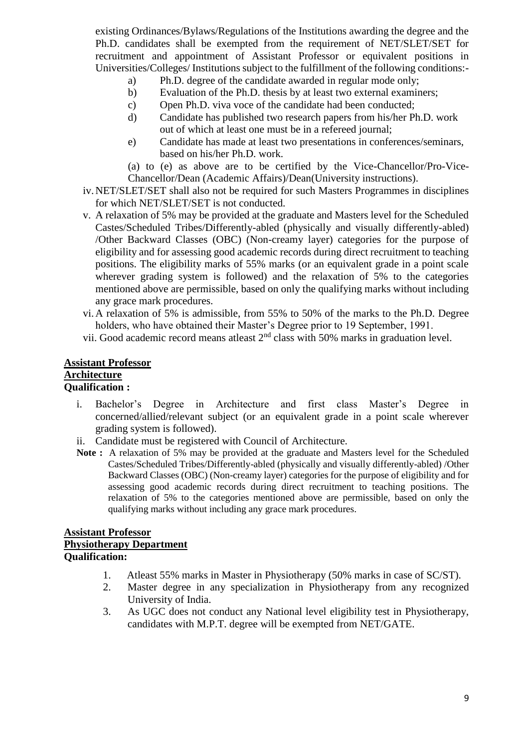existing Ordinances/Bylaws/Regulations of the Institutions awarding the degree and the Ph.D. candidates shall be exempted from the requirement of NET/SLET/SET for recruitment and appointment of Assistant Professor or equivalent positions in Universities/Colleges/ Institutions subject to the fulfillment of the following conditions:-

a) Ph.D. degree of the candidate awarded in regular mode only;
b) Evaluation of the Ph.D. thesis by at least two external examiners;
c) Open Ph.D. viva voce of the candidate had been conducted;
d) Candidate has published two research papers from his/her Ph.D. work out of which at least one must be in a refereed journal;
e) Candidate has made at least two presentations in conferences/seminars, based on his/her Ph.D. work.

(a) to (e) as above are to be certified by the Vice-Chancellor/Pro-Vice-Chancellor/Dean (Academic Affairs)/Dean(University instructions).

iv. NET/SLET/SET shall also not be required for such Masters Programmes in disciplines for which NET/SLET/SET is not conducted.

v. A relaxation of 5% may be provided at the graduate and Masters level for the Scheduled Castes/Scheduled Tribes/Differently-abled (physically and visually differently-abled) /Other Backward Classes (OBC) (Non-creamy layer) categories for the purpose of eligibility and for assessing good academic records during direct recruitment to teaching positions. The eligibility marks of 55% marks (or an equivalent grade in a point scale wherever grading system is followed) and the relaxation of 5% to the categories mentioned above are permissible, based on only the qualifying marks without including any grace mark procedures.

vi. A relaxation of 5% is admissible, from 55% to 50% of the marks to the Ph.D. Degree holders, who have obtained their Master's Degree prior to 19 September, 1991.

vii. Good academic record means atleast 2nd class with 50% marks in graduation level.

**Assistant Professor**
**Architecture**
**Qualification :**

i. Bachelor's Degree in Architecture and first class Master's Degree in concerned/allied/relevant subject (or an equivalent grade in a point scale wherever grading system is followed).
ii. Candidate must be registered with Council of Architecture.

**Note :** A relaxation of 5% may be provided at the graduate and Masters level for the Scheduled Castes/Scheduled Tribes/Differently-abled (physically and visually differently-abled) /Other Backward Classes (OBC) (Non-creamy layer) categories for the purpose of eligibility and for assessing good academic records during direct recruitment to teaching positions. The relaxation of 5% to the categories mentioned above are permissible, based on only the qualifying marks without including any grace mark procedures.

**Assistant Professor**
**Physiotherapy Department**
**Qualification:**

1. Atleast 55% marks in Master in Physiotherapy (50% marks in case of SC/ST).
2. Master degree in any specialization in Physiotherapy from any recognized University of India.
3. As UGC does not conduct any National level eligibility test in Physiotherapy, candidates with M.P.T. degree will be exempted from NET/GATE.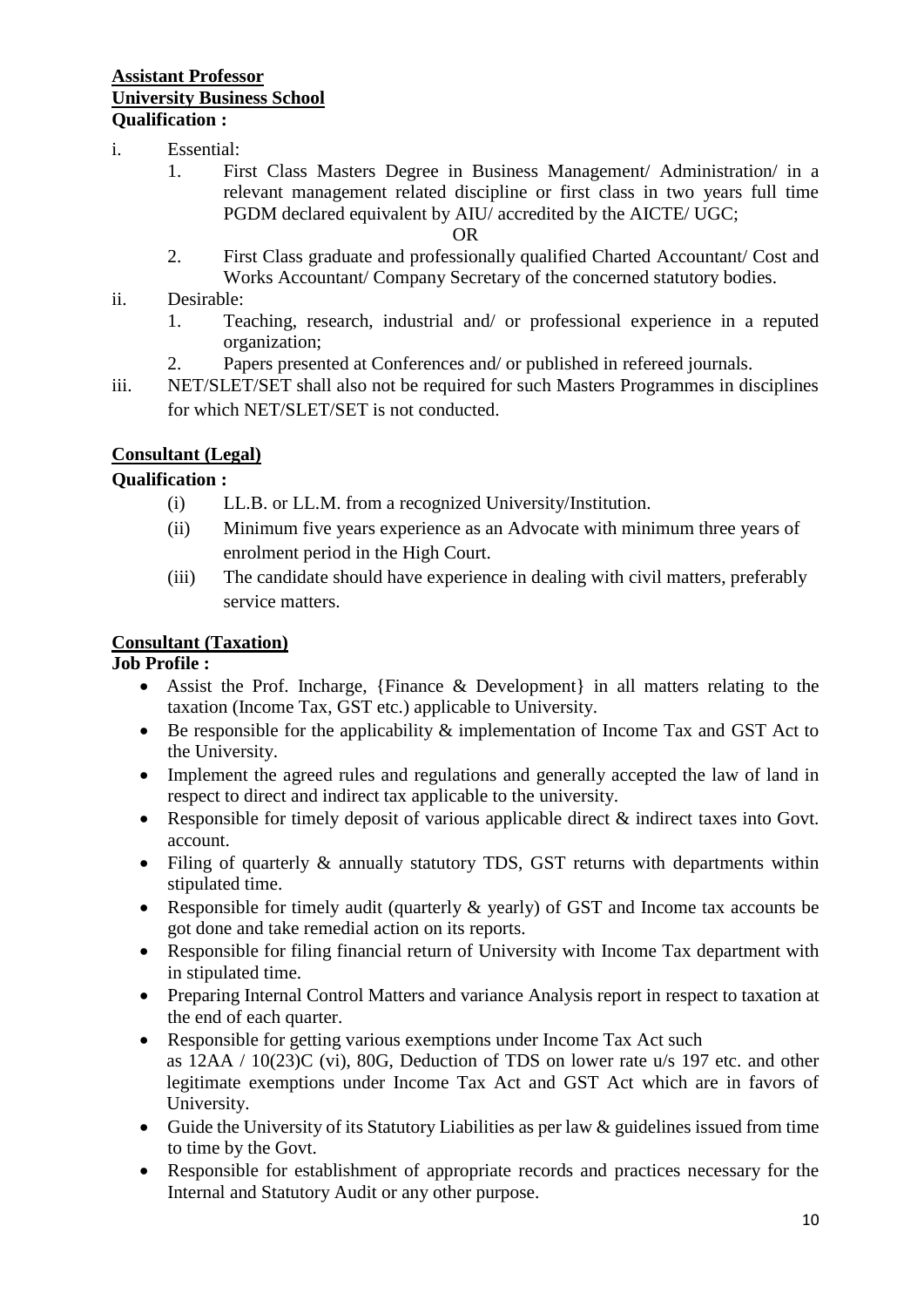**Assistant Professor**
**University Business School**
**Qualification :**

i. Essential:

1. First Class Masters Degree in Business Management/ Administration/ in a relevant management related discipline or first class in two years full time PGDM declared equivalent by AIU/ accredited by the AICTE/ UGC;

   OR

2. First Class graduate and professionally qualified Charted Accountant/ Cost and Works Accountant/ Company Secretary of the concerned statutory bodies.

ii. Desirable:

1. Teaching, research, industrial and/ or professional experience in a reputed organization;
2. Papers presented at Conferences and/ or published in refereed journals.

iii. NET/SLET/SET shall also not be required for such Masters Programmes in disciplines for which NET/SLET/SET is not conducted.

**Consultant (Legal)**

**Qualification :**

(i) LL.B. or LL.M. from a recognized University/Institution.

(ii) Minimum five years experience as an Advocate with minimum three years of enrolment period in the High Court.

(iii) The candidate should have experience in dealing with civil matters, preferably service matters.

**Consultant (Taxation)**

**Job Profile :**

- Assist the Prof. Incharge, {Finance & Development} in all matters relating to the taxation (Income Tax, GST etc.) applicable to University.
- Be responsible for the applicability & implementation of Income Tax and GST Act to the University.
- Implement the agreed rules and regulations and generally accepted the law of land in respect to direct and indirect tax applicable to the university.
- Responsible for timely deposit of various applicable direct & indirect taxes into Govt. account.
- Filing of quarterly & annually statutory TDS, GST returns with departments within stipulated time.
- Responsible for timely audit (quarterly & yearly) of GST and Income tax accounts be got done and take remedial action on its reports.
- Responsible for filing financial return of University with Income Tax department with in stipulated time.
- Preparing Internal Control Matters and variance Analysis report in respect to taxation at the end of each quarter.
- Responsible for getting various exemptions under Income Tax Act such as 12AA / 10(23)C (vi), 80G, Deduction of TDS on lower rate u/s 197 etc. and other legitimate exemptions under Income Tax Act and GST Act which are in favors of University.
- Guide the University of its Statutory Liabilities as per law & guidelines issued from time to time by the Govt.
- Responsible for establishment of appropriate records and practices necessary for the Internal and Statutory Audit or any other purpose.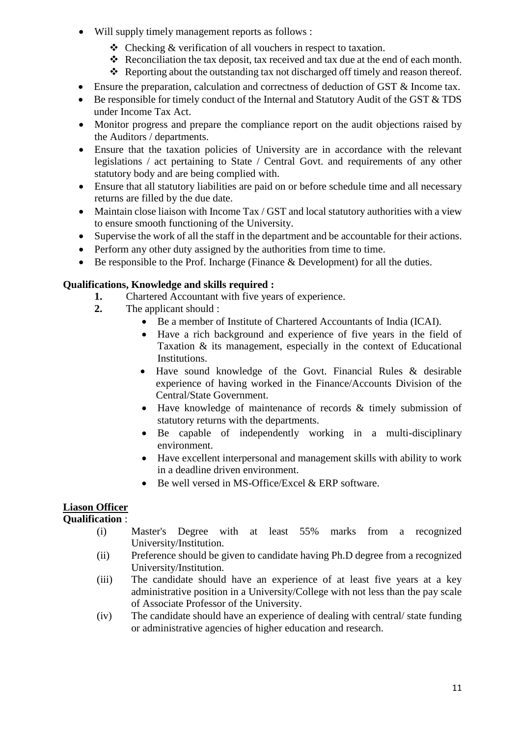- Will supply timely management reports as follows :
    - ❖ Checking & verification of all vouchers in respect to taxation.
    - ❖ Reconciliation the tax deposit, tax received and tax due at the end of each month.
    - ❖ Reporting about the outstanding tax not discharged off timely and reason thereof.
- Ensure the preparation, calculation and correctness of deduction of GST & Income tax.
- Be responsible for timely conduct of the Internal and Statutory Audit of the GST & TDS under Income Tax Act.
- Monitor progress and prepare the compliance report on the audit objections raised by the Auditors / departments.
- Ensure that the taxation policies of University are in accordance with the relevant legislations / act pertaining to State / Central Govt. and requirements of any other statutory body and are being complied with.
- Ensure that all statutory liabilities are paid on or before schedule time and all necessary returns are filled by the due date.
- Maintain close liaison with Income Tax / GST and local statutory authorities with a view to ensure smooth functioning of the University.
- Supervise the work of all the staff in the department and be accountable for their actions.
- Perform any other duty assigned by the authorities from time to time.
- Be responsible to the Prof. Incharge (Finance & Development) for all the duties.

**Qualifications, Knowledge and skills required :**

1. Chartered Accountant with five years of experience.
2. The applicant should :
    - Be a member of Institute of Chartered Accountants of India (ICAI).
    - Have a rich background and experience of five years in the field of Taxation & its management, especially in the context of Educational Institutions.
    - Have sound knowledge of the Govt. Financial Rules & desirable experience of having worked in the Finance/Accounts Division of the Central/State Government.
    - Have knowledge of maintenance of records & timely submission of statutory returns with the departments.
    - Be capable of independently working in a multi-disciplinary environment.
    - Have excellent interpersonal and management skills with ability to work in a deadline driven environment.
    - Be well versed in MS-Office/Excel & ERP software.

**Liason Officer**

**Qualification** :

(i) Master's Degree with at least 55% marks from a recognized University/Institution.

(ii) Preference should be given to candidate having Ph.D degree from a recognized University/Institution.

(iii) The candidate should have an experience of at least five years at a key administrative position in a University/College with not less than the pay scale of Associate Professor of the University.

(iv) The candidate should have an experience of dealing with central/ state funding or administrative agencies of higher education and research.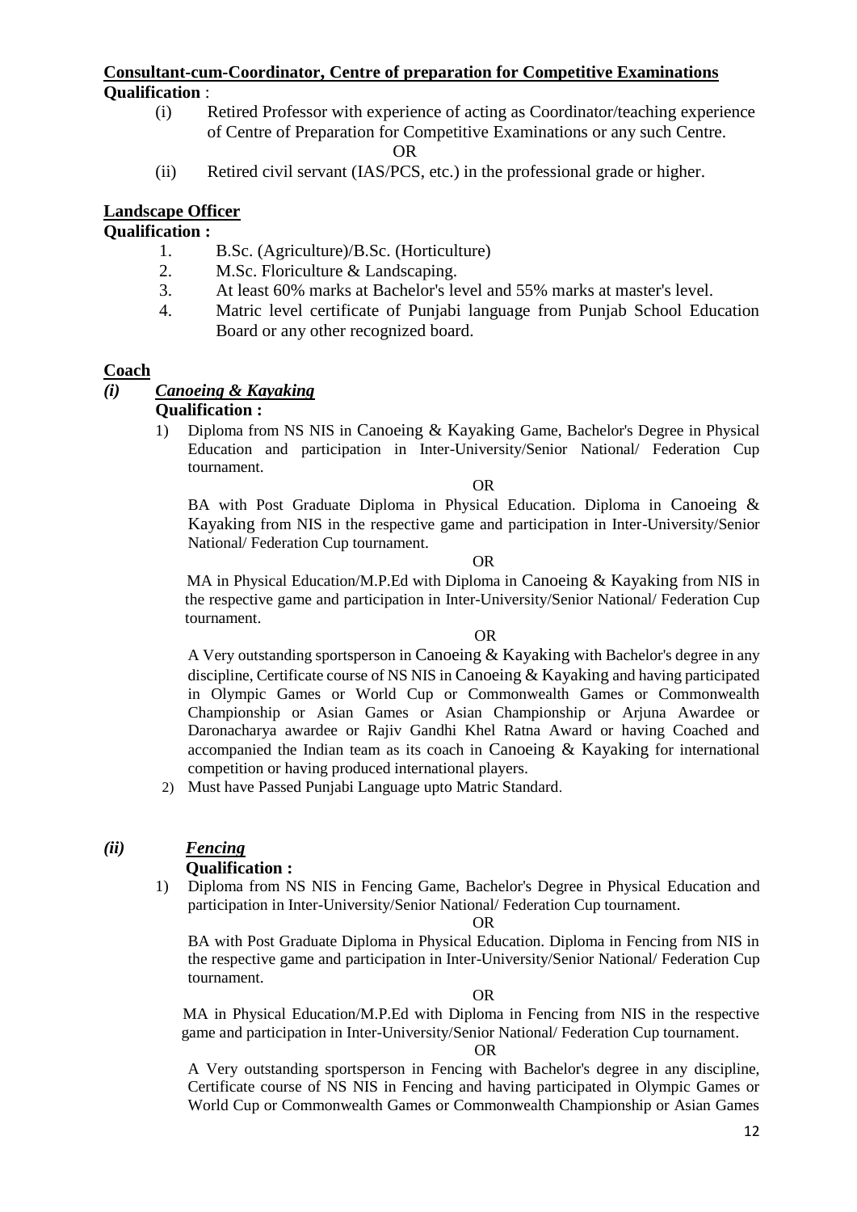**Consultant-cum-Coordinator, Centre of preparation for Competitive Examinations**

**Qualification** :

(i) Retired Professor with experience of acting as Coordinator/teaching experience of Centre of Preparation for Competitive Examinations or any such Centre.

OR

(ii) Retired civil servant (IAS/PCS, etc.) in the professional grade or higher.

**Landscape Officer**

**Qualification :**

1. B.Sc. (Agriculture)/B.Sc. (Horticulture)
2. M.Sc. Floriculture & Landscaping.
3. At least 60% marks at Bachelor's level and 55% marks at master's level.
4. Matric level certificate of Punjabi language from Punjab School Education Board or any other recognized board.

**Coach**

***(i) Canoeing & Kayaking***

**Qualification :**

1) Diploma from NS NIS in Canoeing & Kayaking Game, Bachelor's Degree in Physical Education and participation in Inter-University/Senior National/ Federation Cup tournament.

OR

BA with Post Graduate Diploma in Physical Education. Diploma in Canoeing & Kayaking from NIS in the respective game and participation in Inter-University/Senior National/ Federation Cup tournament.

OR

MA in Physical Education/M.P.Ed with Diploma in Canoeing & Kayaking from NIS in the respective game and participation in Inter-University/Senior National/ Federation Cup tournament.

OR

A Very outstanding sportsperson in Canoeing & Kayaking with Bachelor's degree in any discipline, Certificate course of NS NIS in Canoeing & Kayaking and having participated in Olympic Games or World Cup or Commonwealth Games or Commonwealth Championship or Asian Games or Asian Championship or Arjuna Awardee or Daronacharya awardee or Rajiv Gandhi Khel Ratna Award or having Coached and accompanied the Indian team as its coach in Canoeing & Kayaking for international competition or having produced international players.

2) Must have Passed Punjabi Language upto Matric Standard.

***(ii) Fencing***

**Qualification :**

1) Diploma from NS NIS in Fencing Game, Bachelor's Degree in Physical Education and participation in Inter-University/Senior National/ Federation Cup tournament.

OR

BA with Post Graduate Diploma in Physical Education. Diploma in Fencing from NIS in the respective game and participation in Inter-University/Senior National/ Federation Cup tournament.

OR

MA in Physical Education/M.P.Ed with Diploma in Fencing from NIS in the respective game and participation in Inter-University/Senior National/ Federation Cup tournament.

OR

A Very outstanding sportsperson in Fencing with Bachelor's degree in any discipline, Certificate course of NS NIS in Fencing and having participated in Olympic Games or World Cup or Commonwealth Games or Commonwealth Championship or Asian Games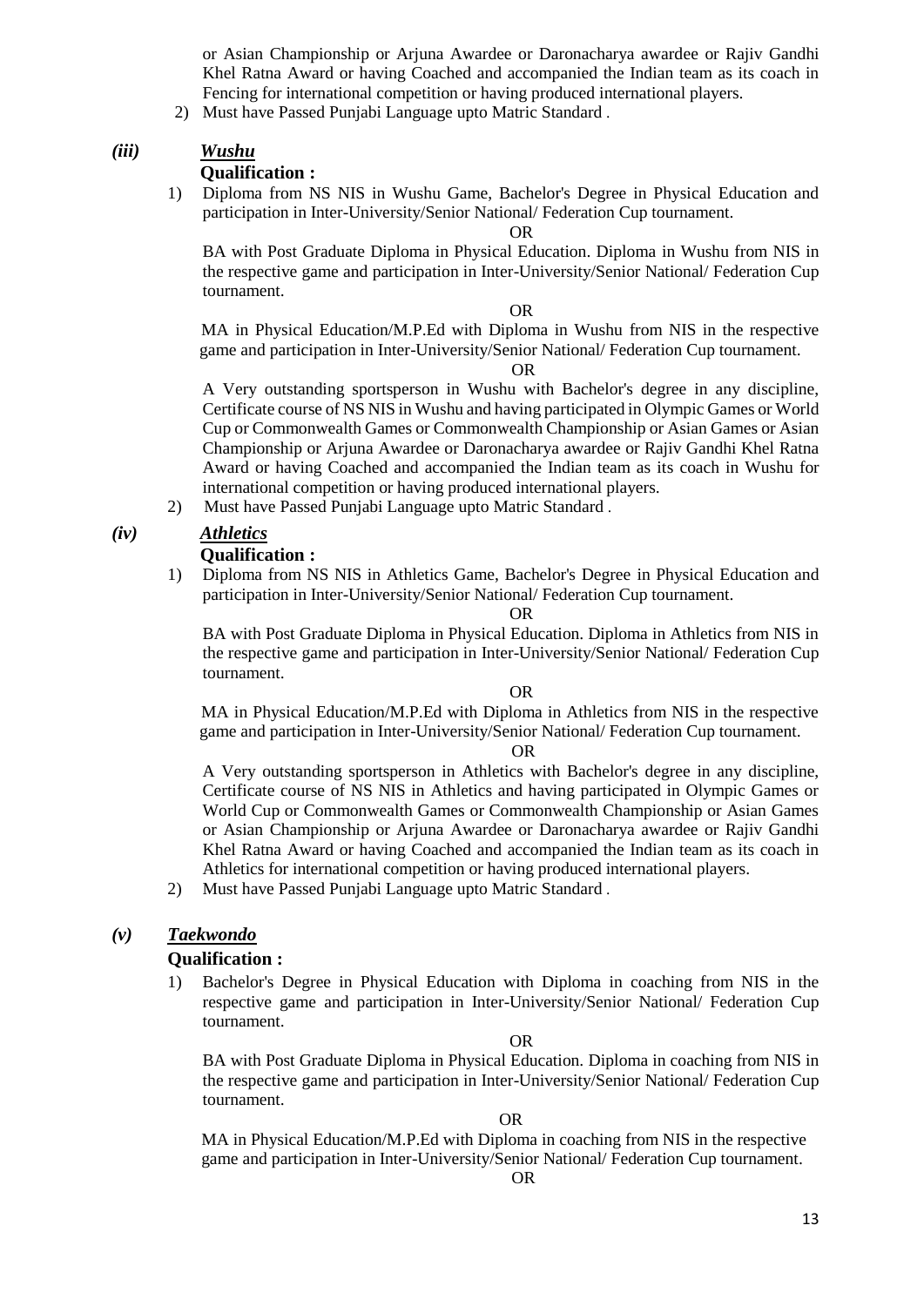or Asian Championship or Arjuna Awardee or Daronacharya awardee or Rajiv Gandhi Khel Ratna Award or having Coached and accompanied the Indian team as its coach in Fencing for international competition or having produced international players.

2) Must have Passed Punjabi Language upto Matric Standard .

### *(iii)* ***Wushu***

**Qualification :**

1) Diploma from NS NIS in Wushu Game, Bachelor's Degree in Physical Education and participation in Inter-University/Senior National/ Federation Cup tournament.

OR

BA with Post Graduate Diploma in Physical Education. Diploma in Wushu from NIS in the respective game and participation in Inter-University/Senior National/ Federation Cup tournament.

OR

MA in Physical Education/M.P.Ed with Diploma in Wushu from NIS in the respective game and participation in Inter-University/Senior National/ Federation Cup tournament.

OR

A Very outstanding sportsperson in Wushu with Bachelor's degree in any discipline, Certificate course of NS NIS in Wushu and having participated in Olympic Games or World Cup or Commonwealth Games or Commonwealth Championship or Asian Games or Asian Championship or Arjuna Awardee or Daronacharya awardee or Rajiv Gandhi Khel Ratna Award or having Coached and accompanied the Indian team as its coach in Wushu for international competition or having produced international players.

2) Must have Passed Punjabi Language upto Matric Standard .

### *(iv)* ***Athletics***

**Qualification :**

1) Diploma from NS NIS in Athletics Game, Bachelor's Degree in Physical Education and participation in Inter-University/Senior National/ Federation Cup tournament.

OR

BA with Post Graduate Diploma in Physical Education. Diploma in Athletics from NIS in the respective game and participation in Inter-University/Senior National/ Federation Cup tournament.

OR

MA in Physical Education/M.P.Ed with Diploma in Athletics from NIS in the respective game and participation in Inter-University/Senior National/ Federation Cup tournament.

OR

A Very outstanding sportsperson in Athletics with Bachelor's degree in any discipline, Certificate course of NS NIS in Athletics and having participated in Olympic Games or World Cup or Commonwealth Games or Commonwealth Championship or Asian Games or Asian Championship or Arjuna Awardee or Daronacharya awardee or Rajiv Gandhi Khel Ratna Award or having Coached and accompanied the Indian team as its coach in Athletics for international competition or having produced international players.

2) Must have Passed Punjabi Language upto Matric Standard .

### *(v)* ***Taekwondo***

**Qualification :**

1) Bachelor's Degree in Physical Education with Diploma in coaching from NIS in the respective game and participation in Inter-University/Senior National/ Federation Cup tournament.

OR

BA with Post Graduate Diploma in Physical Education. Diploma in coaching from NIS in the respective game and participation in Inter-University/Senior National/ Federation Cup tournament.

OR

MA in Physical Education/M.P.Ed with Diploma in coaching from NIS in the respective game and participation in Inter-University/Senior National/ Federation Cup tournament.

OR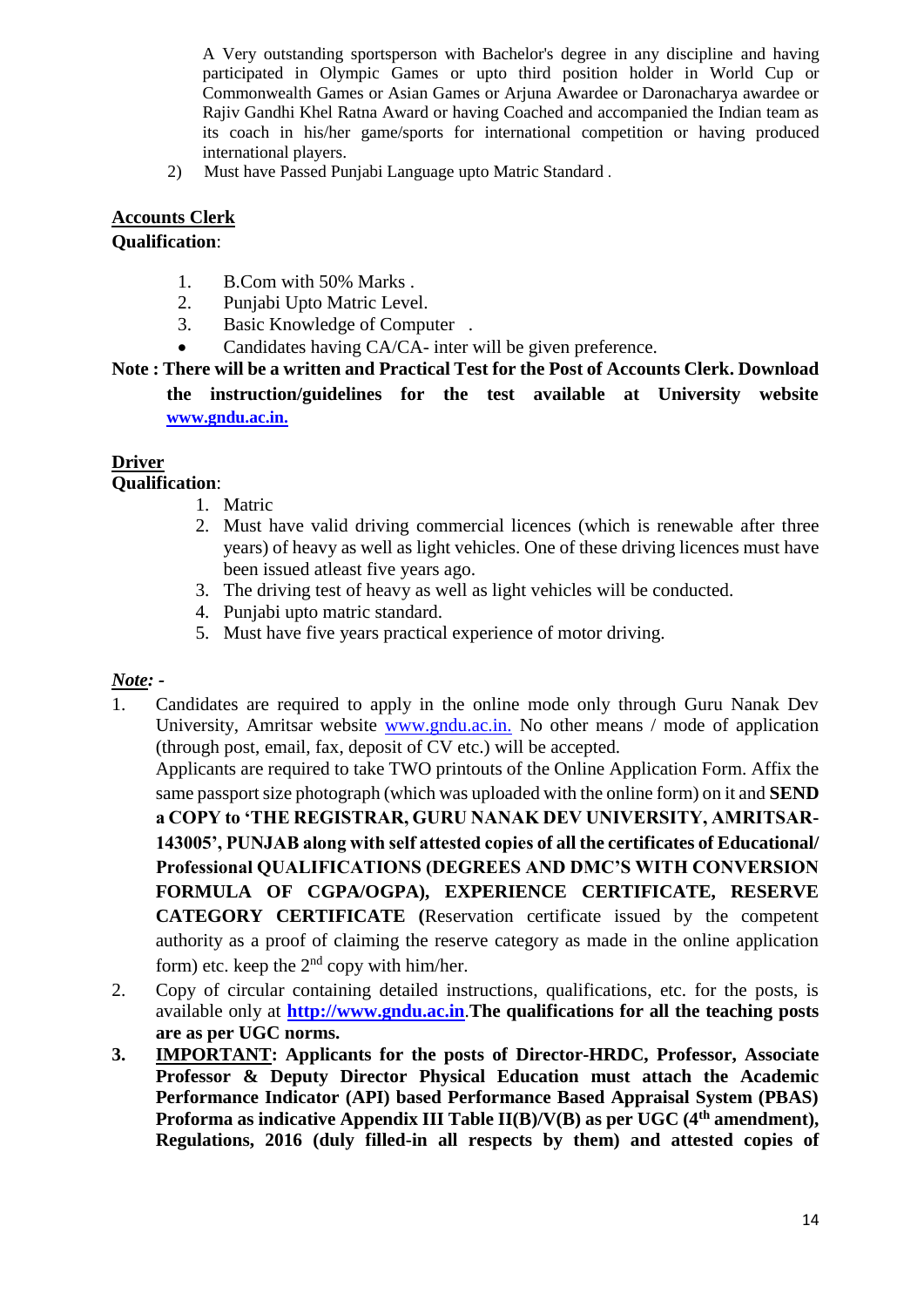A Very outstanding sportsperson with Bachelor's degree in any discipline and having participated in Olympic Games or upto third position holder in World Cup or Commonwealth Games or Asian Games or Arjuna Awardee or Daronacharya awardee or Rajiv Gandhi Khel Ratna Award or having Coached and accompanied the Indian team as its coach in his/her game/sports for international competition or having produced international players.

2) Must have Passed Punjabi Language upto Matric Standard .

**<u>Accounts Clerk</u>**

**Qualification**:

1. B.Com with 50% Marks .
2. Punjabi Upto Matric Level.
3. Basic Knowledge of Computer .

- Candidates having CA/CA- inter will be given preference.

**Note : There will be a written and Practical Test for the Post of Accounts Clerk. Download the instruction/guidelines for the test available at University website www.gndu.ac.in.**

**<u>Driver</u>**

**Qualification**:

1. Matric
2. Must have valid driving commercial licences (which is renewable after three years) of heavy as well as light vehicles. One of these driving licences must have been issued atleast five years ago.
3. The driving test of heavy as well as light vehicles will be conducted.
4. Punjabi upto matric standard.
5. Must have five years practical experience of motor driving.

***<u>Note:</u>* -**

1. Candidates are required to apply in the online mode only through Guru Nanak Dev University, Amritsar website www.gndu.ac.in. No other means / mode of application (through post, email, fax, deposit of CV etc.) will be accepted.

   Applicants are required to take TWO printouts of the Online Application Form. Affix the same passport size photograph (which was uploaded with the online form) on it and **SEND a COPY to 'THE REGISTRAR, GURU NANAK DEV UNIVERSITY, AMRITSAR-143005', PUNJAB along with self attested copies of all the certificates of Educational/ Professional QUALIFICATIONS (DEGREES AND DMC'S WITH CONVERSION FORMULA OF CGPA/OGPA), EXPERIENCE CERTIFICATE, RESERVE CATEGORY CERTIFICATE (**Reservation certificate issued by the competent authority as a proof of claiming the reserve category as made in the online application form) etc. keep the 2nd copy with him/her.

2. Copy of circular containing detailed instructions, qualifications, etc. for the posts, is available only at **http://www.gndu.ac.in**.**The qualifications for all the teaching posts are as per UGC norms.**

3. **<u>IMPORTANT</u>: Applicants for the posts of Director-HRDC, Professor, Associate Professor & Deputy Director Physical Education must attach the Academic Performance Indicator (API) based Performance Based Appraisal System (PBAS) Proforma as indicative Appendix III Table II(B)/V(B) as per UGC (4th amendment), Regulations, 2016 (duly filled-in all respects by them) and attested copies of**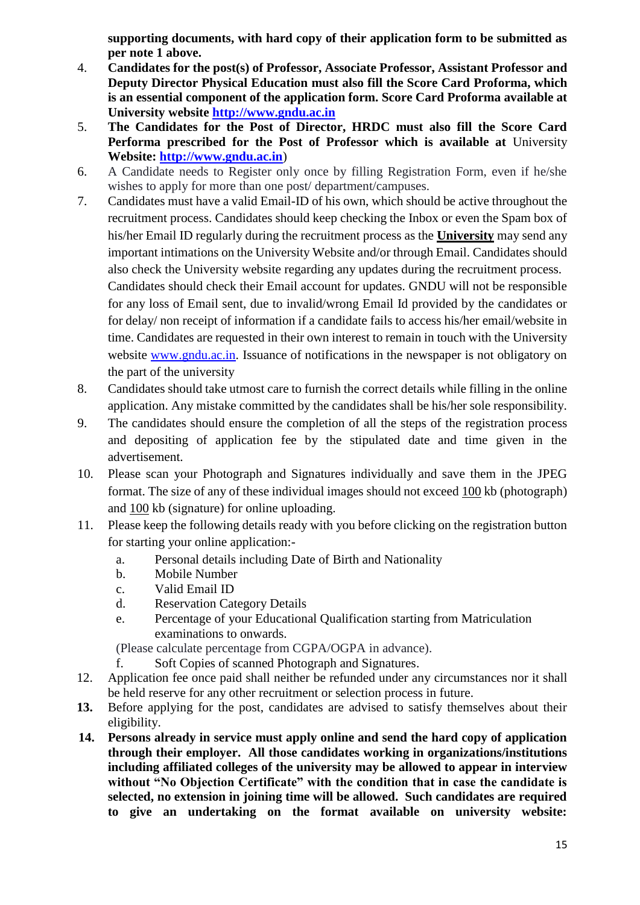**supporting documents, with hard copy of their application form to be submitted as per note 1 above.**

4. **Candidates for the post(s) of Professor, Associate Professor, Assistant Professor and Deputy Director Physical Education must also fill the Score Card Proforma, which is an essential component of the application form. Score Card Proforma available at University website http://www.gndu.ac.in**
5. **The Candidates for the Post of Director, HRDC must also fill the Score Card Performa prescribed for the Post of Professor which is available at** University **Website: http://www.gndu.ac.in**)
6. A Candidate needs to Register only once by filling Registration Form, even if he/she wishes to apply for more than one post/ department/campuses.
7. Candidates must have a valid Email-ID of his own, which should be active throughout the recruitment process. Candidates should keep checking the Inbox or even the Spam box of his/her Email ID regularly during the recruitment process as the **University** may send any important intimations on the University Website and/or through Email. Candidates should also check the University website regarding any updates during the recruitment process. Candidates should check their Email account for updates. GNDU will not be responsible for any loss of Email sent, due to invalid/wrong Email Id provided by the candidates or for delay/ non receipt of information if a candidate fails to access his/her email/website in time. Candidates are requested in their own interest to remain in touch with the University website www.gndu.ac.in. Issuance of notifications in the newspaper is not obligatory on the part of the university
8. Candidates should take utmost care to furnish the correct details while filling in the online application. Any mistake committed by the candidates shall be his/her sole responsibility.
9. The candidates should ensure the completion of all the steps of the registration process and depositing of application fee by the stipulated date and time given in the advertisement.
10. Please scan your Photograph and Signatures individually and save them in the JPEG format. The size of any of these individual images should not exceed 100 kb (photograph) and 100 kb (signature) for online uploading.
11. Please keep the following details ready with you before clicking on the registration button for starting your online application:-
    a. Personal details including Date of Birth and Nationality
    b. Mobile Number
    c. Valid Email ID
    d. Reservation Category Details
    e. Percentage of your Educational Qualification starting from Matriculation examinations to onwards.
    (Please calculate percentage from CGPA/OGPA in advance).
    f. Soft Copies of scanned Photograph and Signatures.
12. Application fee once paid shall neither be refunded under any circumstances nor it shall be held reserve for any other recruitment or selection process in future.
13. Before applying for the post, candidates are advised to satisfy themselves about their eligibility.
14. **Persons already in service must apply online and send the hard copy of application through their employer. All those candidates working in organizations/institutions including affiliated colleges of the university may be allowed to appear in interview without "No Objection Certificate" with the condition that in case the candidate is selected, no extension in joining time will be allowed. Such candidates are required to give an undertaking on the format available on university website:**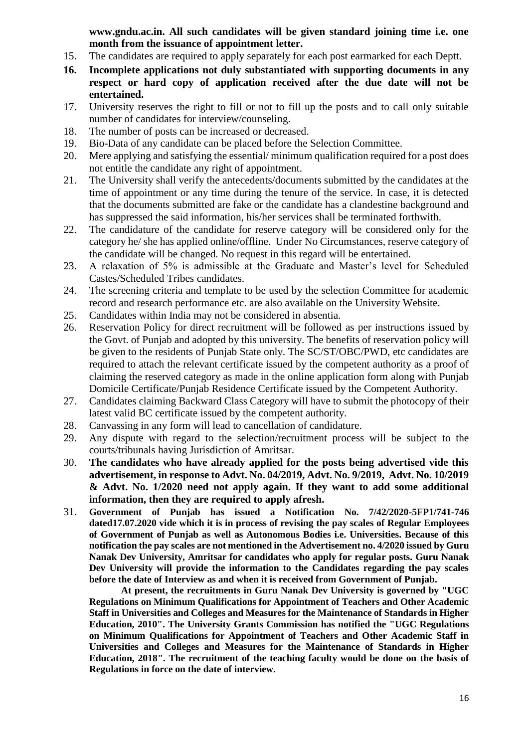**www.gndu.ac.in. All such candidates will be given standard joining time i.e. one month from the issuance of appointment letter.**

15. The candidates are required to apply separately for each post earmarked for each Deptt.
16. **Incomplete applications not duly substantiated with supporting documents in any respect or hard copy of application received after the due date will not be entertained.**
17. University reserves the right to fill or not to fill up the posts and to call only suitable number of candidates for interview/counseling.
18. The number of posts can be increased or decreased.
19. Bio-Data of any candidate can be placed before the Selection Committee.
20. Mere applying and satisfying the essential/ minimum qualification required for a post does not entitle the candidate any right of appointment.
21. The University shall verify the antecedents/documents submitted by the candidates at the time of appointment or any time during the tenure of the service. In case, it is detected that the documents submitted are fake or the candidate has a clandestine background and has suppressed the said information, his/her services shall be terminated forthwith.
22. The candidature of the candidate for reserve category will be considered only for the category he/ she has applied online/offline. Under No Circumstances, reserve category of the candidate will be changed. No request in this regard will be entertained.
23. A relaxation of 5% is admissible at the Graduate and Master's level for Scheduled Castes/Scheduled Tribes candidates.
24. The screening criteria and template to be used by the selection Committee for academic record and research performance etc. are also available on the University Website.
25. Candidates within India may not be considered in absentia.
26. Reservation Policy for direct recruitment will be followed as per instructions issued by the Govt. of Punjab and adopted by this university. The benefits of reservation policy will be given to the residents of Punjab State only. The SC/ST/OBC/PWD, etc candidates are required to attach the relevant certificate issued by the competent authority as a proof of claiming the reserved category as made in the online application form along with Punjab Domicile Certificate/Punjab Residence Certificate issued by the Competent Authority.
27. Candidates claiming Backward Class Category will have to submit the photocopy of their latest valid BC certificate issued by the competent authority.
28. Canvassing in any form will lead to cancellation of candidature.
29. Any dispute with regard to the selection/recruitment process will be subject to the courts/tribunals having Jurisdiction of Amritsar.
30. **The candidates who have already applied for the posts being advertised vide this advertisement, in response to Advt. No. 04/2019, Advt. No. 9/2019, Advt. No. 10/2019 & Advt. No. 1/2020 need not apply again. If they want to add some additional information, then they are required to apply afresh.**
31. **Government of Punjab has issued a Notification No. 7/42/2020-5FP1/741-746 dated17.07.2020 vide which it is in process of revising the pay scales of Regular Employees of Government of Punjab as well as Autonomous Bodies i.e. Universities. Because of this notification the pay scales are not mentioned in the Advertisement no. 4/2020 issued by Guru Nanak Dev University, Amritsar for candidates who apply for regular posts. Guru Nanak Dev University will provide the information to the Candidates regarding the pay scales before the date of Interview as and when it is received from Government of Punjab.**

    **At present, the recruitments in Guru Nanak Dev University is governed by "UGC Regulations on Minimum Qualifications for Appointment of Teachers and Other Academic Staff in Universities and Colleges and Measures for the Maintenance of Standards in Higher Education, 2010". The University Grants Commission has notified the "UGC Regulations on Minimum Qualifications for Appointment of Teachers and Other Academic Staff in Universities and Colleges and Measures for the Maintenance of Standards in Higher Education, 2018". The recruitment of the teaching faculty would be done on the basis of Regulations in force on the date of interview.**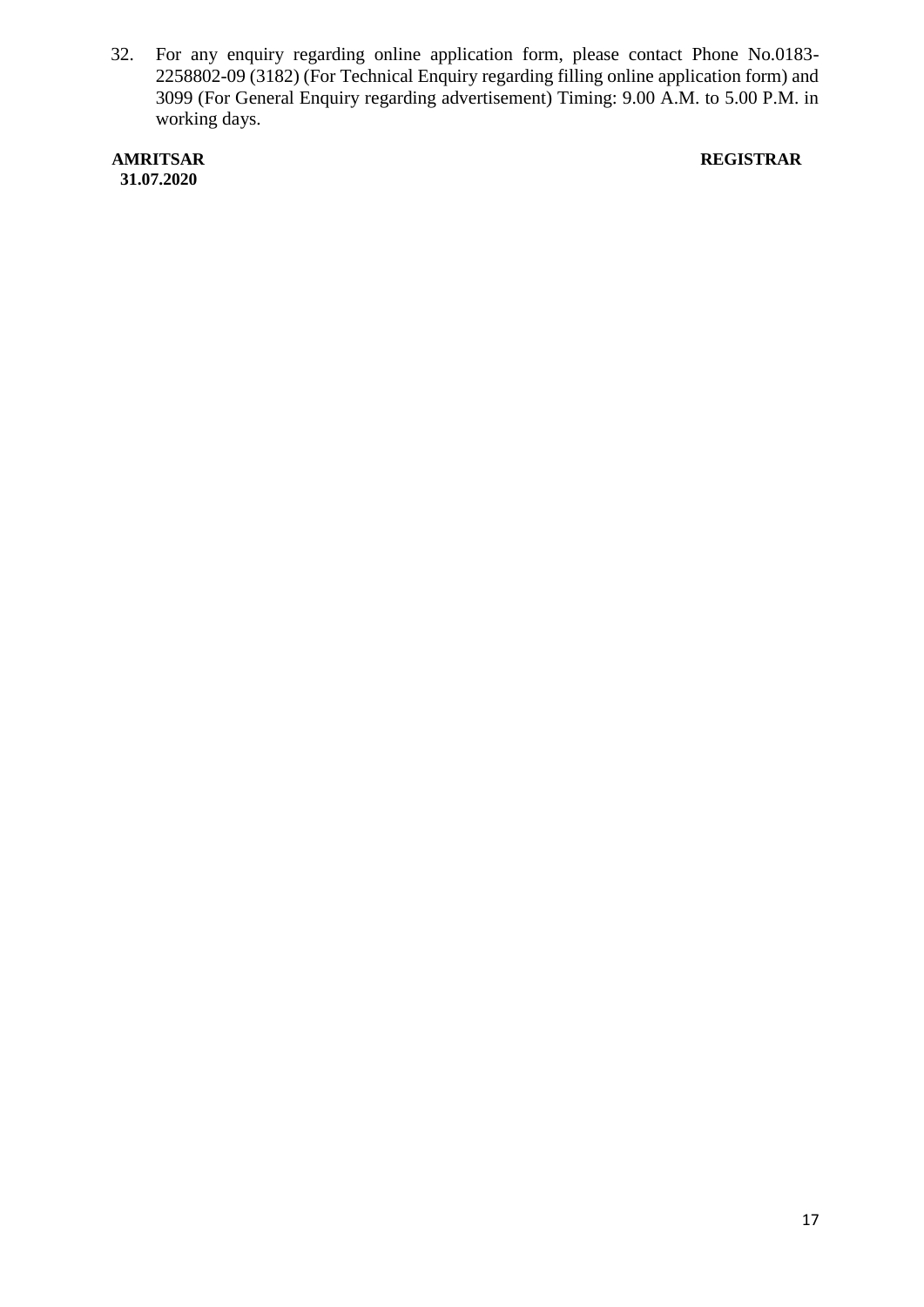32. For any enquiry regarding online application form, please contact Phone No.0183-2258802-09 (3182) (For Technical Enquiry regarding filling online application form) and 3099 (For General Enquiry regarding advertisement) Timing: 9.00 A.M. to 5.00 P.M. in working days.

**AMRITSAR** **REGISTRAR**

**31.07.2020**